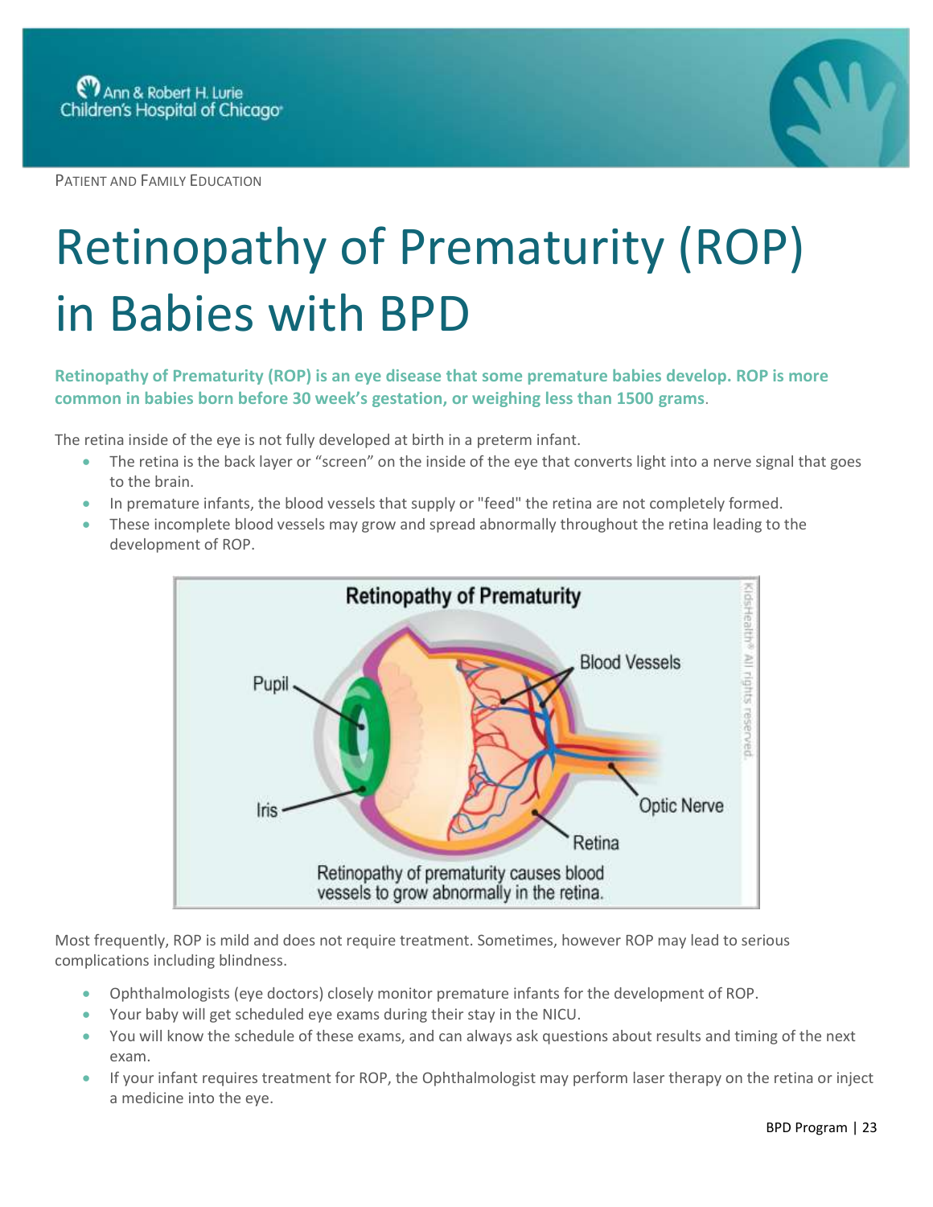PATIENT AND FAMILY EDUCATION

# Retinopathy of Prematurity (ROP) in Babies with BPD

**Retinopathy of Prematurity (ROP) is an eye disease that some premature babies develop. ROP is more common in babies born before 30 week's gestation, or weighing less than 1500 grams**.

The retina inside of the eye is not fully developed at birth in a preterm infant.

- The retina is the back layer or "screen" on the inside of the eye that converts light into a nerve signal that goes to the brain.
- In premature infants, the blood vessels that supply or "feed" the retina are not completely formed.
- These incomplete blood vessels may grow and spread abnormally throughout the retina leading to the development of ROP.

Retinopathy of Prematurity

Pupil, Iris, Blood Vessels, Optic Nerve, Retina

Retinopathy of prematurity causes blood vessels to grow abnormally in the retina.

KidsHealth® All rights reserved.

Most frequently, ROP is mild and does not require treatment. Sometimes, however ROP may lead to serious complications including blindness.

- Ophthalmologists (eye doctors) closely monitor premature infants for the development of ROP.
- Your baby will get scheduled eye exams during their stay in the NICU.
- You will know the schedule of these exams, and can always ask questions about results and timing of the next exam.
- If your infant requires treatment for ROP, the Ophthalmologist may perform laser therapy on the retina or inject a medicine into the eye.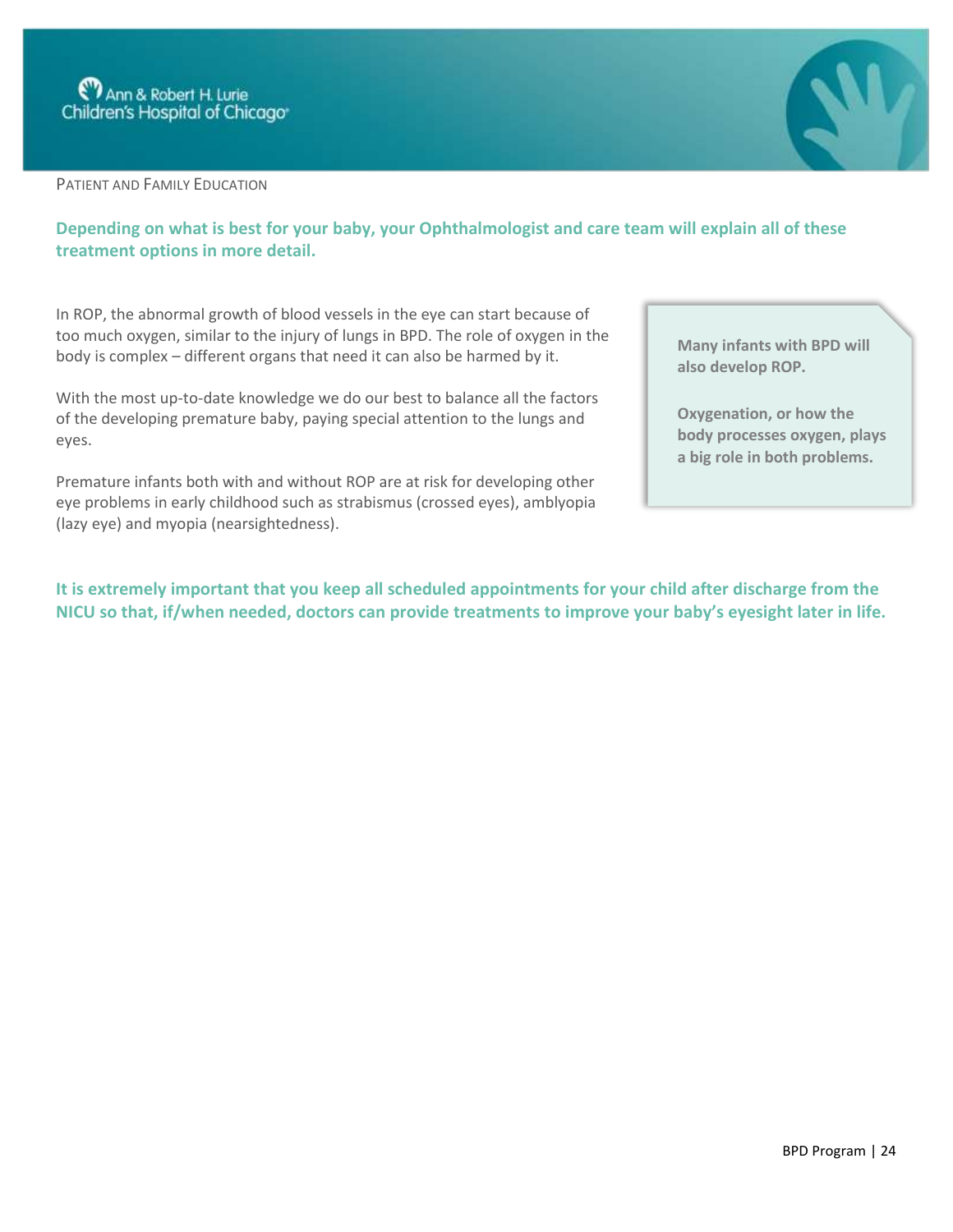**Depending on what is best for your baby, your Ophthalmologist and care team will explain all of these treatment options in more detail.**

In ROP, the abnormal growth of blood vessels in the eye can start because of too much oxygen, similar to the injury of lungs in BPD. The role of oxygen in the body is complex – different organs that need it can also be harmed by it.

With the most up-to-date knowledge we do our best to balance all the factors of the developing premature baby, paying special attention to the lungs and eyes.

Premature infants both with and without ROP are at risk for developing other eye problems in early childhood such as strabismus (crossed eyes), amblyopia (lazy eye) and myopia (nearsightedness).

**Many infants with BPD will also develop ROP.**

**Oxygenation, or how the body processes oxygen, plays a big role in both problems.**

**It is extremely important that you keep all scheduled appointments for your child after discharge from the NICU so that, if/when needed, doctors can provide treatments to improve your baby's eyesight later in life.**